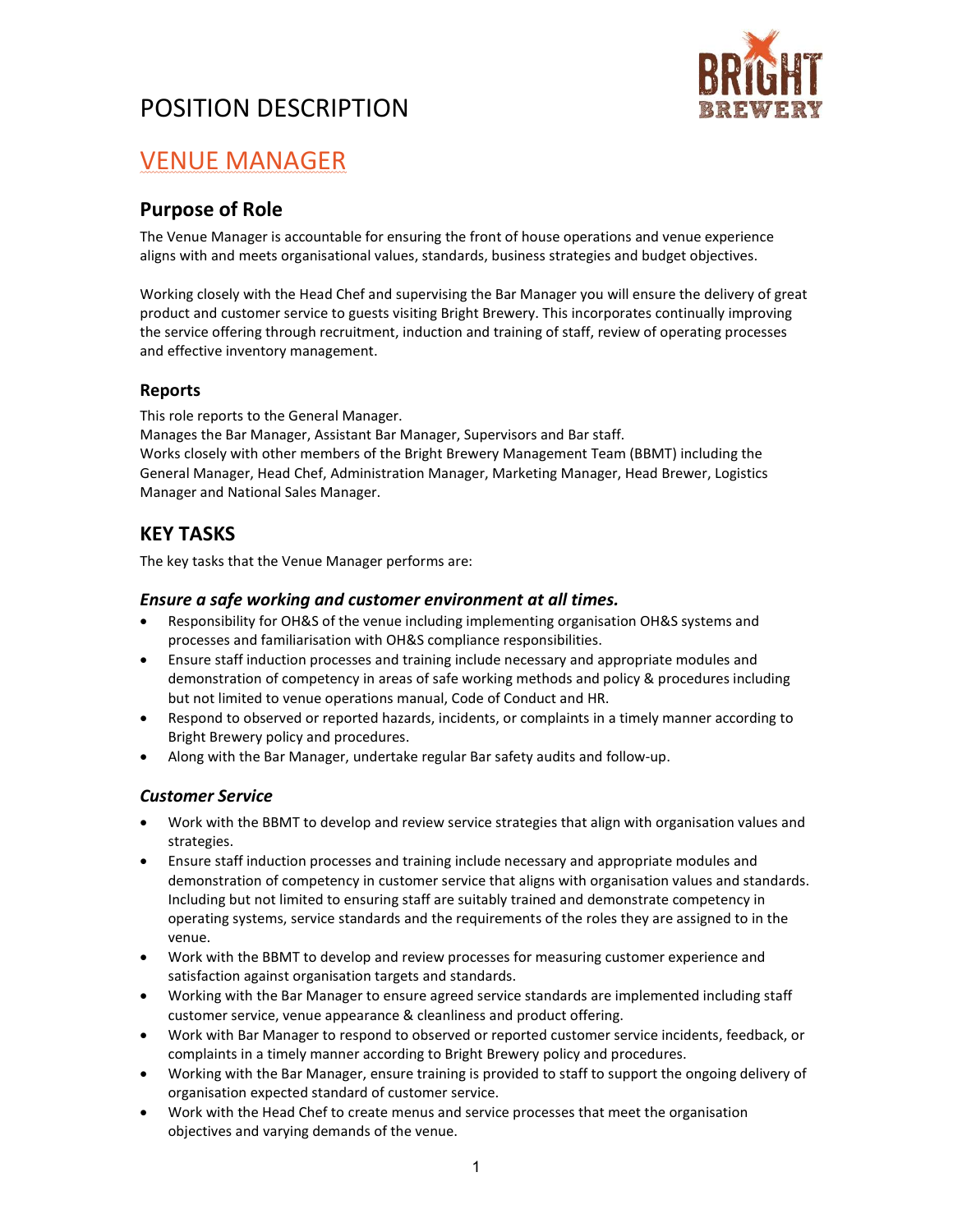# POSITION DESCRIPTION

## VENUE MANAGER

## Purpose of Role

The Venue Manager is accountable for ensuring the front of house operations and venue experience aligns with and meets organisational values, standards, business strategies and budget objectives.

Working closely with the Head Chef and supervising the Bar Manager you will ensure the delivery of great product and customer service to guests visiting Bright Brewery. This incorporates continually improving the service offering through recruitment, induction and training of staff, review of operating processes and effective inventory management.

### Reports

This role reports to the General Manager.
Manages the Bar Manager, Assistant Bar Manager, Supervisors and Bar staff.
Works closely with other members of the Bright Brewery Management Team (BBMT) including the General Manager, Head Chef, Administration Manager, Marketing Manager, Head Brewer, Logistics Manager and National Sales Manager.

## KEY TASKS

The key tasks that the Venue Manager performs are:

### *Ensure a safe working and customer environment at all times.*

- Responsibility for OH&S of the venue including implementing organisation OH&S systems and processes and familiarisation with OH&S compliance responsibilities.
- Ensure staff induction processes and training include necessary and appropriate modules and demonstration of competency in areas of safe working methods and policy & procedures including but not limited to venue operations manual, Code of Conduct and HR.
- Respond to observed or reported hazards, incidents, or complaints in a timely manner according to Bright Brewery policy and procedures.
- Along with the Bar Manager, undertake regular Bar safety audits and follow-up.

### *Customer Service*

- Work with the BBMT to develop and review service strategies that align with organisation values and strategies.
- Ensure staff induction processes and training include necessary and appropriate modules and demonstration of competency in customer service that aligns with organisation values and standards. Including but not limited to ensuring staff are suitably trained and demonstrate competency in operating systems, service standards and the requirements of the roles they are assigned to in the venue.
- Work with the BBMT to develop and review processes for measuring customer experience and satisfaction against organisation targets and standards.
- Working with the Bar Manager to ensure agreed service standards are implemented including staff customer service, venue appearance & cleanliness and product offering.
- Work with Bar Manager to respond to observed or reported customer service incidents, feedback, or complaints in a timely manner according to Bright Brewery policy and procedures.
- Working with the Bar Manager, ensure training is provided to staff to support the ongoing delivery of organisation expected standard of customer service.
- Work with the Head Chef to create menus and service processes that meet the organisation objectives and varying demands of the venue.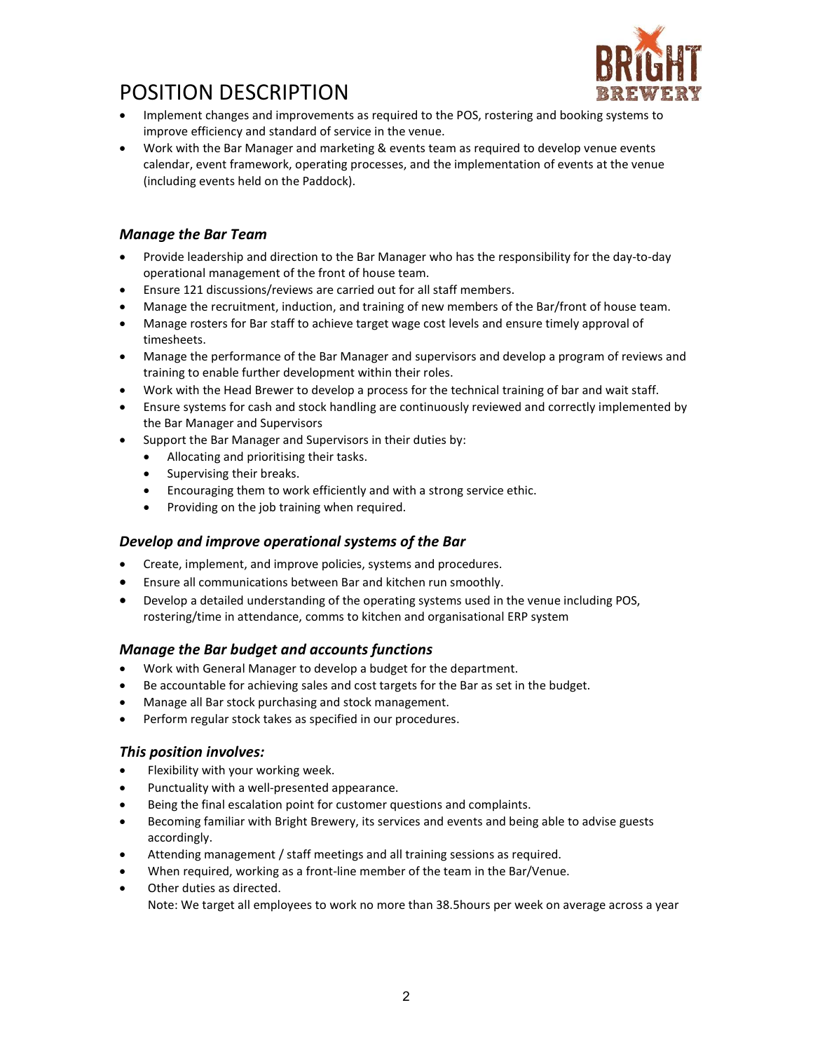# POSITION DESCRIPTION

- Implement changes and improvements as required to the POS, rostering and booking systems to improve efficiency and standard of service in the venue.
- Work with the Bar Manager and marketing & events team as required to develop venue events calendar, event framework, operating processes, and the implementation of events at the venue (including events held on the Paddock).

### *Manage the Bar Team*

- Provide leadership and direction to the Bar Manager who has the responsibility for the day-to-day operational management of the front of house team.
- Ensure 121 discussions/reviews are carried out for all staff members.
- Manage the recruitment, induction, and training of new members of the Bar/front of house team.
- Manage rosters for Bar staff to achieve target wage cost levels and ensure timely approval of timesheets.
- Manage the performance of the Bar Manager and supervisors and develop a program of reviews and training to enable further development within their roles.
- Work with the Head Brewer to develop a process for the technical training of bar and wait staff.
- Ensure systems for cash and stock handling are continuously reviewed and correctly implemented by the Bar Manager and Supervisors
- Support the Bar Manager and Supervisors in their duties by:
  - Allocating and prioritising their tasks.
  - Supervising their breaks.
  - Encouraging them to work efficiently and with a strong service ethic.
  - Providing on the job training when required.

### *Develop and improve operational systems of the Bar*

- Create, implement, and improve policies, systems and procedures.
- Ensure all communications between Bar and kitchen run smoothly.
- Develop a detailed understanding of the operating systems used in the venue including POS, rostering/time in attendance, comms to kitchen and organisational ERP system

### *Manage the Bar budget and accounts functions*

- Work with General Manager to develop a budget for the department.
- Be accountable for achieving sales and cost targets for the Bar as set in the budget.
- Manage all Bar stock purchasing and stock management.
- Perform regular stock takes as specified in our procedures.

### *This position involves:*

- Flexibility with your working week.
- Punctuality with a well-presented appearance.
- Being the final escalation point for customer questions and complaints.
- Becoming familiar with Bright Brewery, its services and events and being able to advise guests accordingly.
- Attending management / staff meetings and all training sessions as required.
- When required, working as a front-line member of the team in the Bar/Venue.
- Other duties as directed.

  Note: We target all employees to work no more than 38.5hours per week on average across a year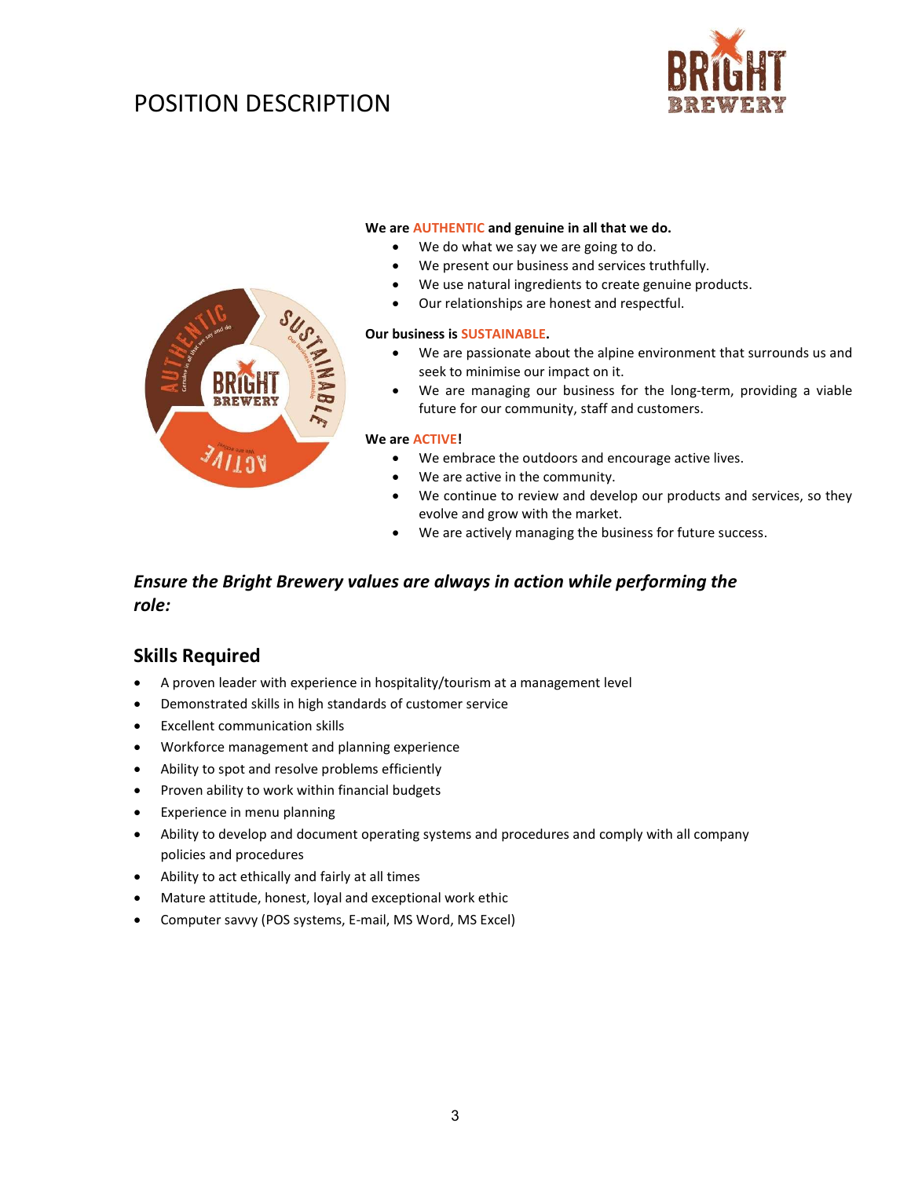# POSITION DESCRIPTION

**We are AUTHENTIC and genuine in all that we do.**

- We do what we say we are going to do.
- We present our business and services truthfully.
- We use natural ingredients to create genuine products.
- Our relationships are honest and respectful.

**Our business is SUSTAINABLE.**

- We are passionate about the alpine environment that surrounds us and seek to minimise our impact on it.
- We are managing our business for the long-term, providing a viable future for our community, staff and customers.

**We are ACTIVE!**

- We embrace the outdoors and encourage active lives.
- We are active in the community.
- We continue to review and develop our products and services, so they evolve and grow with the market.
- We are actively managing the business for future success.

### *Ensure the Bright Brewery values are always in action while performing the role:*

## Skills Required

- A proven leader with experience in hospitality/tourism at a management level
- Demonstrated skills in high standards of customer service
- Excellent communication skills
- Workforce management and planning experience
- Ability to spot and resolve problems efficiently
- Proven ability to work within financial budgets
- Experience in menu planning
- Ability to develop and document operating systems and procedures and comply with all company policies and procedures
- Ability to act ethically and fairly at all times
- Mature attitude, honest, loyal and exceptional work ethic
- Computer savvy (POS systems, E-mail, MS Word, MS Excel)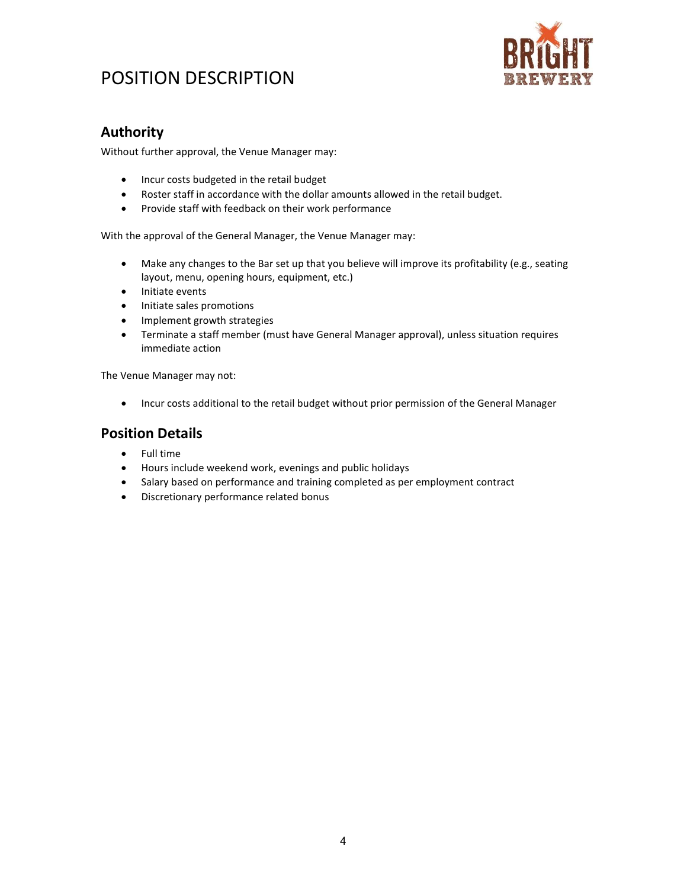# POSITION DESCRIPTION

## Authority

Without further approval, the Venue Manager may:

- Incur costs budgeted in the retail budget
- Roster staff in accordance with the dollar amounts allowed in the retail budget.
- Provide staff with feedback on their work performance

With the approval of the General Manager, the Venue Manager may:

- Make any changes to the Bar set up that you believe will improve its profitability (e.g., seating layout, menu, opening hours, equipment, etc.)
- Initiate events
- Initiate sales promotions
- Implement growth strategies
- Terminate a staff member (must have General Manager approval), unless situation requires immediate action

The Venue Manager may not:

- Incur costs additional to the retail budget without prior permission of the General Manager

## Position Details

- Full time
- Hours include weekend work, evenings and public holidays
- Salary based on performance and training completed as per employment contract
- Discretionary performance related bonus